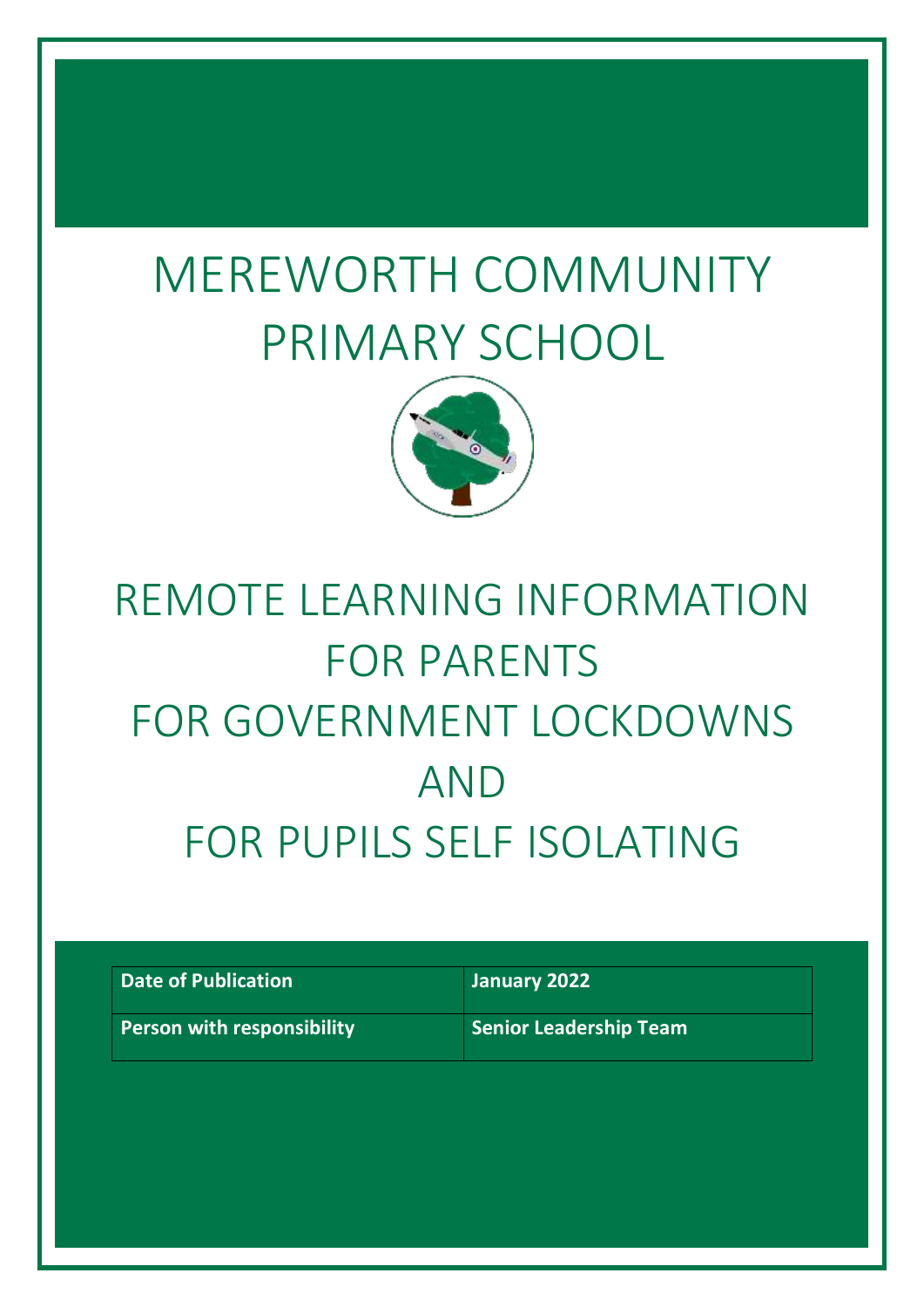# MEREWORTH COMMUNITY PRIMARY SCHOOL

# REMOTE LEARNING INFORMATION FOR PARENTS FOR GOVERNMENT LOCKDOWNS AND FOR PUPILS SELF ISOLATING

| **Date of Publication** | **January 2022** |
|---|---|
| **Person with responsibility** | **Senior Leadership Team** |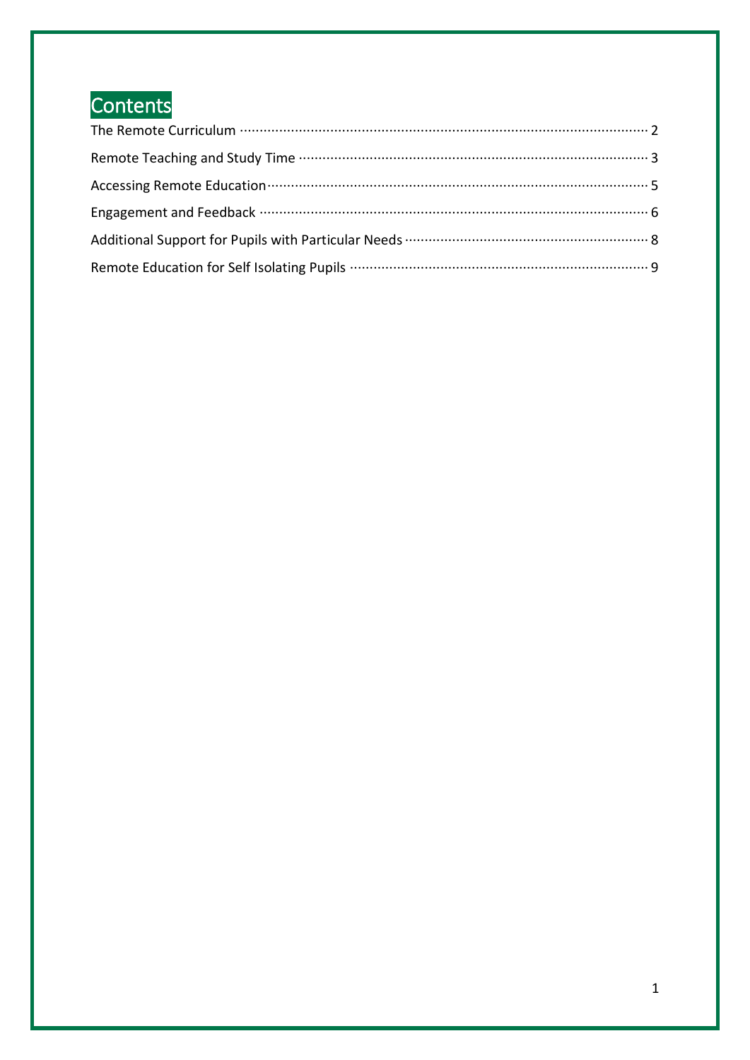# Contents

The Remote Curriculum ........ 2

Remote Teaching and Study Time ........ 3

Accessing Remote Education ........ 5

Engagement and Feedback ........ 6

Additional Support for Pupils with Particular Needs ........ 8

Remote Education for Self Isolating Pupils ........ 9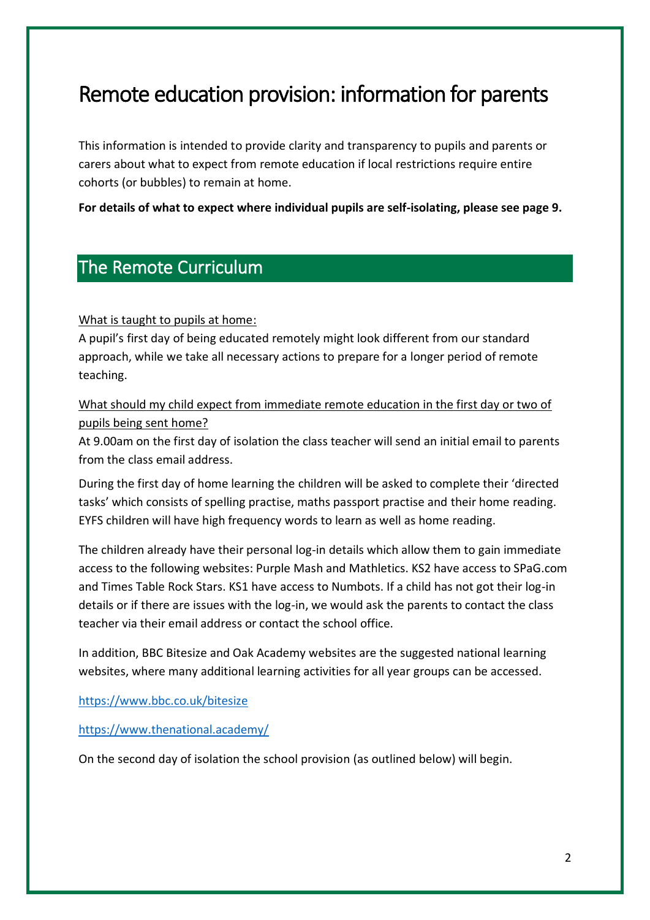# Remote education provision: information for parents

This information is intended to provide clarity and transparency to pupils and parents or carers about what to expect from remote education if local restrictions require entire cohorts (or bubbles) to remain at home.

**For details of what to expect where individual pupils are self-isolating, please see page 9.**

## The Remote Curriculum

What is taught to pupils at home:

A pupil's first day of being educated remotely might look different from our standard approach, while we take all necessary actions to prepare for a longer period of remote teaching.

What should my child expect from immediate remote education in the first day or two of pupils being sent home?

At 9.00am on the first day of isolation the class teacher will send an initial email to parents from the class email address.

During the first day of home learning the children will be asked to complete their 'directed tasks' which consists of spelling practise, maths passport practise and their home reading. EYFS children will have high frequency words to learn as well as home reading.

The children already have their personal log-in details which allow them to gain immediate access to the following websites: Purple Mash and Mathletics. KS2 have access to SPaG.com and Times Table Rock Stars. KS1 have access to Numbots. If a child has not got their log-in details or if there are issues with the log-in, we would ask the parents to contact the class teacher via their email address or contact the school office.

In addition, BBC Bitesize and Oak Academy websites are the suggested national learning websites, where many additional learning activities for all year groups can be accessed.

https://www.bbc.co.uk/bitesize

https://www.thenational.academy/

On the second day of isolation the school provision (as outlined below) will begin.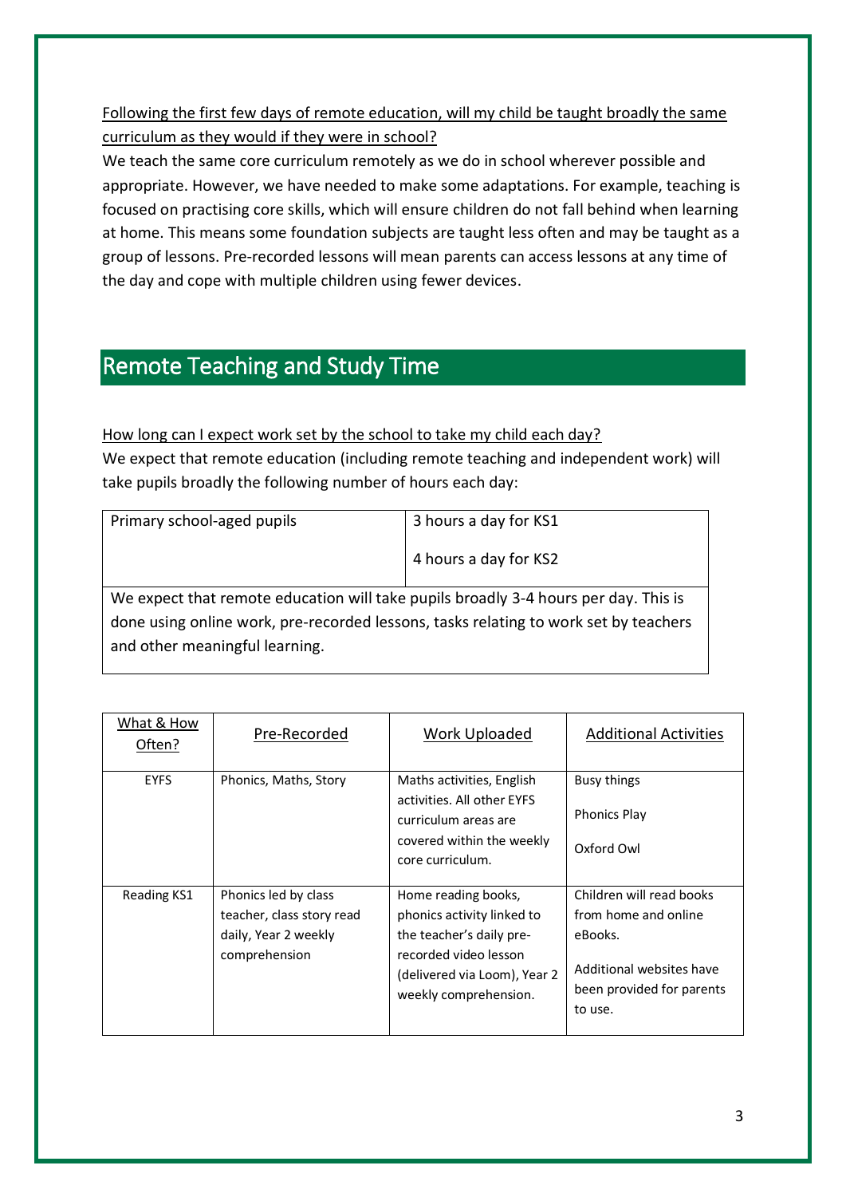Following the first few days of remote education, will my child be taught broadly the same curriculum as they would if they were in school?

We teach the same core curriculum remotely as we do in school wherever possible and appropriate. However, we have needed to make some adaptations. For example, teaching is focused on practising core skills, which will ensure children do not fall behind when learning at home. This means some foundation subjects are taught less often and may be taught as a group of lessons. Pre-recorded lessons will mean parents can access lessons at any time of the day and cope with multiple children using fewer devices.

## Remote Teaching and Study Time

How long can I expect work set by the school to take my child each day?

We expect that remote education (including remote teaching and independent work) will take pupils broadly the following number of hours each day:

| Primary school-aged pupils | 3 hours a day for KS1<br><br>4 hours a day for KS2 |
|---|---|
| We expect that remote education will take pupils broadly 3-4 hours per day. This is done using online work, pre-recorded lessons, tasks relating to work set by teachers and other meaningful learning. | |

| What & How Often? | Pre-Recorded | Work Uploaded | Additional Activities |
|---|---|---|---|
| EYFS | Phonics, Maths, Story | Maths activities, English activities. All other EYFS curriculum areas are covered within the weekly core curriculum. | Busy things<br><br>Phonics Play<br><br>Oxford Owl |
| Reading KS1 | Phonics led by class teacher, class story read daily, Year 2 weekly comprehension | Home reading books, phonics activity linked to the teacher's daily pre-recorded video lesson (delivered via Loom), Year 2 weekly comprehension. | Children will read books from home and online eBooks.<br><br>Additional websites have been provided for parents to use. |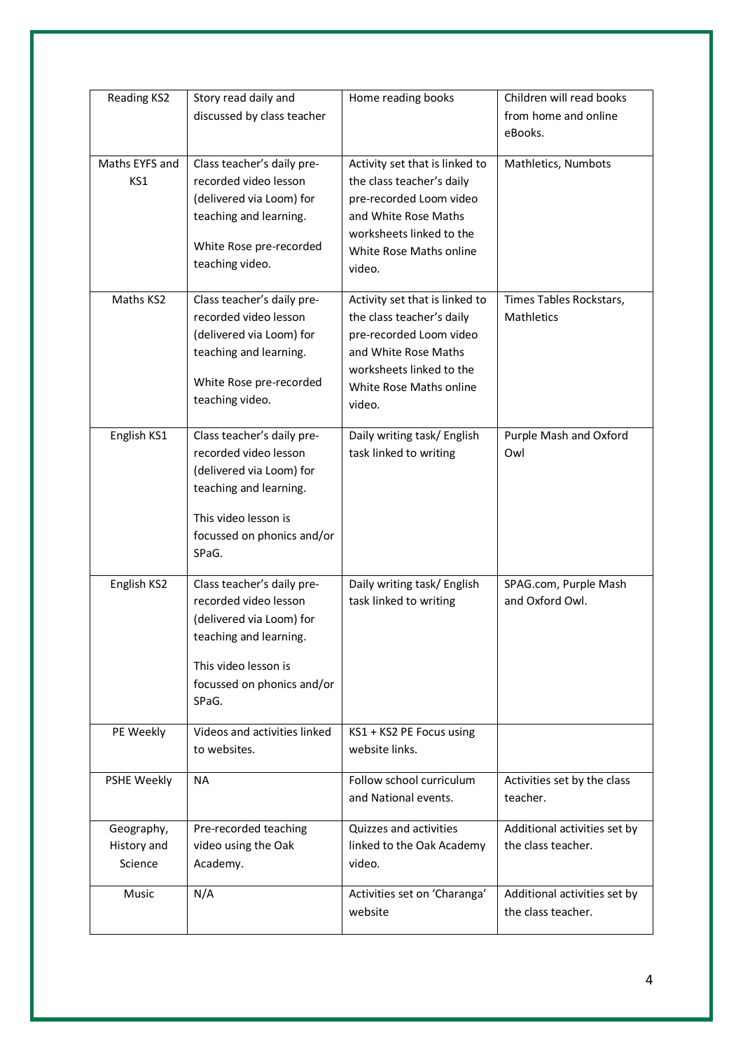| Reading KS2 | Story read daily and discussed by class teacher | Home reading books | Children will read books from home and online eBooks. |
|---|---|---|---|
| Maths EYFS and KS1 | Class teacher's daily pre-recorded video lesson (delivered via Loom) for teaching and learning.<br><br>White Rose pre-recorded teaching video. | Activity set that is linked to the class teacher's daily pre-recorded Loom video and White Rose Maths worksheets linked to the White Rose Maths online video. | Mathletics, Numbots |
| Maths KS2 | Class teacher's daily pre-recorded video lesson (delivered via Loom) for teaching and learning.<br><br>White Rose pre-recorded teaching video. | Activity set that is linked to the class teacher's daily pre-recorded Loom video and White Rose Maths worksheets linked to the White Rose Maths online video. | Times Tables Rockstars, Mathletics |
| English KS1 | Class teacher's daily pre-recorded video lesson (delivered via Loom) for teaching and learning.<br><br>This video lesson is focussed on phonics and/or SPaG. | Daily writing task/ English task linked to writing | Purple Mash and Oxford Owl |
| English KS2 | Class teacher's daily pre-recorded video lesson (delivered via Loom) for teaching and learning.<br><br>This video lesson is focussed on phonics and/or SPaG. | Daily writing task/ English task linked to writing | SPAG.com, Purple Mash and Oxford Owl. |
| PE Weekly | Videos and activities linked to websites. | KS1 + KS2 PE Focus using website links. | |
| PSHE Weekly | NA | Follow school curriculum and National events. | Activities set by the class teacher. |
| Geography, History and Science | Pre-recorded teaching video using the Oak Academy. | Quizzes and activities linked to the Oak Academy video. | Additional activities set by the class teacher. |
| Music | N/A | Activities set on 'Charanga' website | Additional activities set by the class teacher. |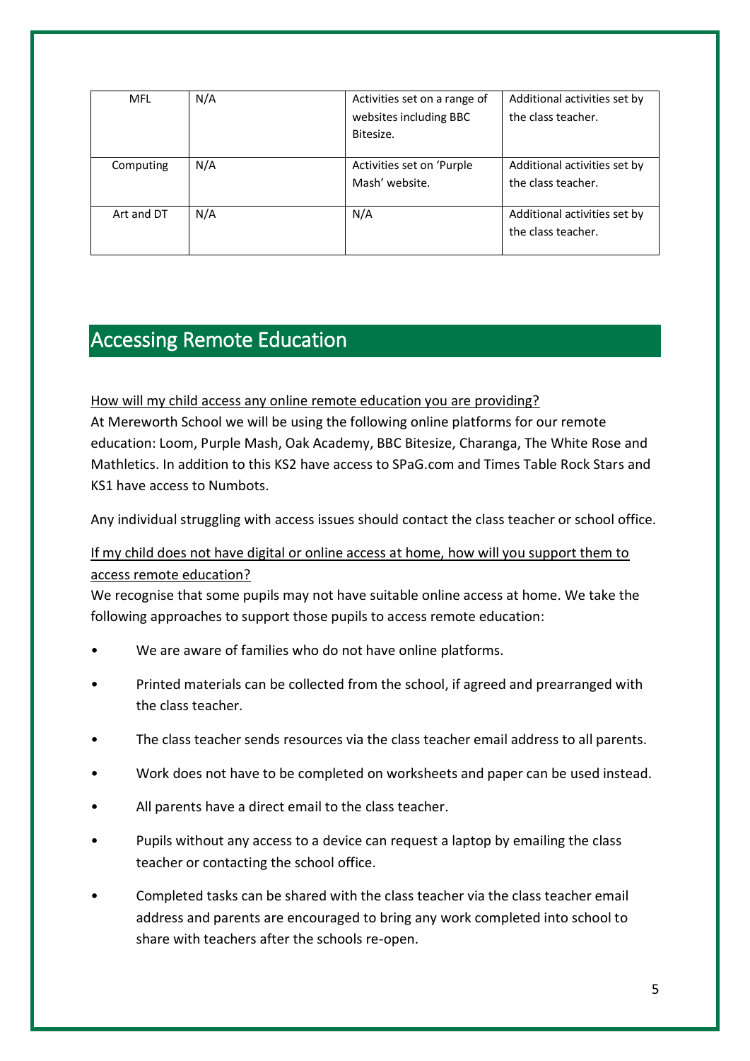| MFL | N/A | Activities set on a range of websites including BBC Bitesize. | Additional activities set by the class teacher. |
|---|---|---|---|
| Computing | N/A | Activities set on 'Purple Mash' website. | Additional activities set by the class teacher. |
| Art and DT | N/A | N/A | Additional activities set by the class teacher. |

## Accessing Remote Education

How will my child access any online remote education you are providing?

At Mereworth School we will be using the following online platforms for our remote education: Loom, Purple Mash, Oak Academy, BBC Bitesize, Charanga, The White Rose and Mathletics. In addition to this KS2 have access to SPaG.com and Times Table Rock Stars and KS1 have access to Numbots.

Any individual struggling with access issues should contact the class teacher or school office.

If my child does not have digital or online access at home, how will you support them to access remote education?

We recognise that some pupils may not have suitable online access at home. We take the following approaches to support those pupils to access remote education:

- We are aware of families who do not have online platforms.
- Printed materials can be collected from the school, if agreed and prearranged with the class teacher.
- The class teacher sends resources via the class teacher email address to all parents.
- Work does not have to be completed on worksheets and paper can be used instead.
- All parents have a direct email to the class teacher.
- Pupils without any access to a device can request a laptop by emailing the class teacher or contacting the school office.
- Completed tasks can be shared with the class teacher via the class teacher email address and parents are encouraged to bring any work completed into school to share with teachers after the schools re-open.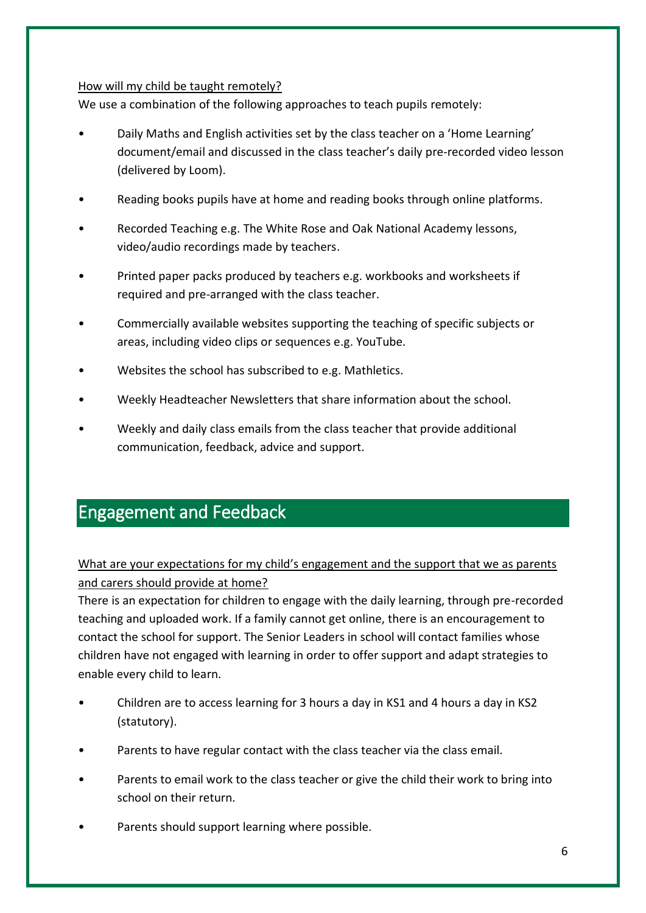How will my child be taught remotely?

We use a combination of the following approaches to teach pupils remotely:

- Daily Maths and English activities set by the class teacher on a 'Home Learning' document/email and discussed in the class teacher's daily pre-recorded video lesson (delivered by Loom).
- Reading books pupils have at home and reading books through online platforms.
- Recorded Teaching e.g. The White Rose and Oak National Academy lessons, video/audio recordings made by teachers.
- Printed paper packs produced by teachers e.g. workbooks and worksheets if required and pre-arranged with the class teacher.
- Commercially available websites supporting the teaching of specific subjects or areas, including video clips or sequences e.g. YouTube.
- Websites the school has subscribed to e.g. Mathletics.
- Weekly Headteacher Newsletters that share information about the school.
- Weekly and daily class emails from the class teacher that provide additional communication, feedback, advice and support.

## Engagement and Feedback

What are your expectations for my child's engagement and the support that we as parents and carers should provide at home?

There is an expectation for children to engage with the daily learning, through pre-recorded teaching and uploaded work. If a family cannot get online, there is an encouragement to contact the school for support. The Senior Leaders in school will contact families whose children have not engaged with learning in order to offer support and adapt strategies to enable every child to learn.

- Children are to access learning for 3 hours a day in KS1 and 4 hours a day in KS2 (statutory).
- Parents to have regular contact with the class teacher via the class email.
- Parents to email work to the class teacher or give the child their work to bring into school on their return.
- Parents should support learning where possible.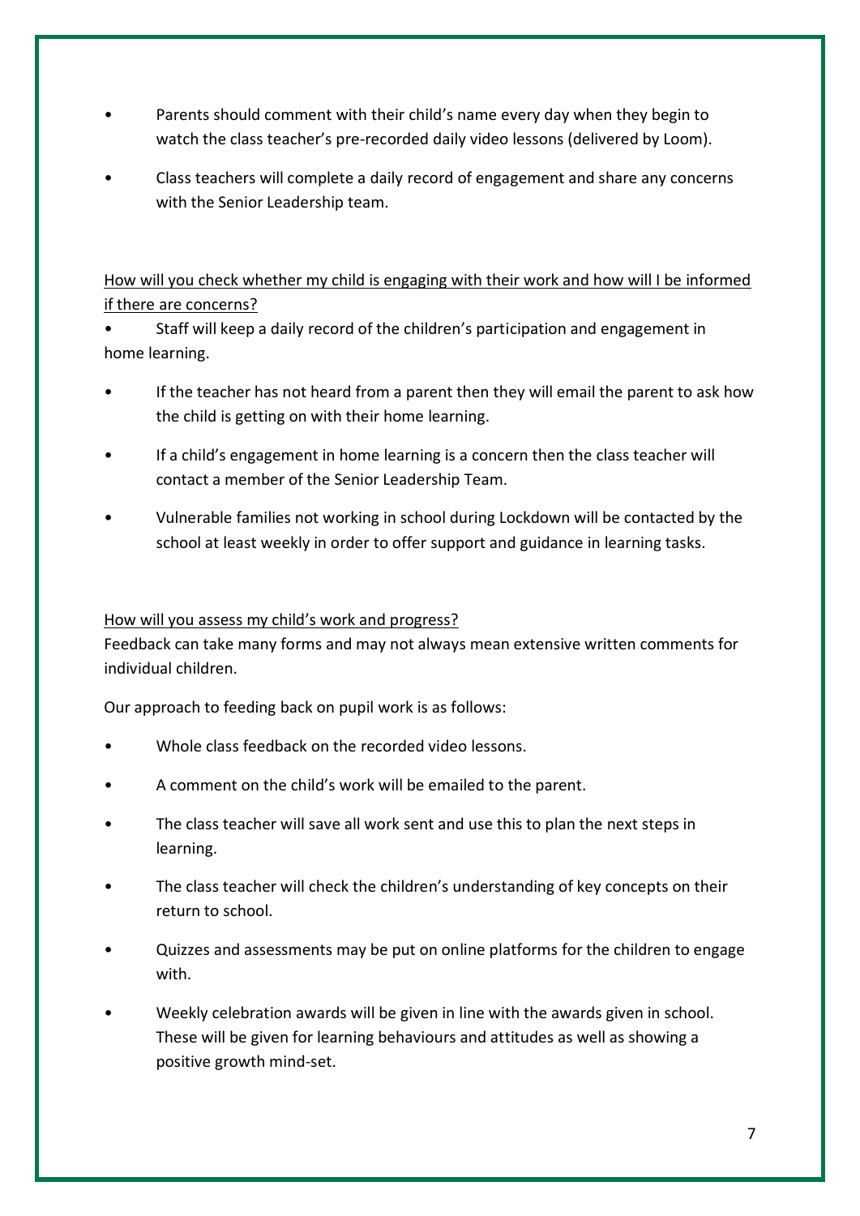- Parents should comment with their child's name every day when they begin to watch the class teacher's pre-recorded daily video lessons (delivered by Loom).
- Class teachers will complete a daily record of engagement and share any concerns with the Senior Leadership team.

<u>How will you check whether my child is engaging with their work and how will I be informed if there are concerns?</u>

- Staff will keep a daily record of the children's participation and engagement in home learning.
- If the teacher has not heard from a parent then they will email the parent to ask how the child is getting on with their home learning.
- If a child's engagement in home learning is a concern then the class teacher will contact a member of the Senior Leadership Team.
- Vulnerable families not working in school during Lockdown will be contacted by the school at least weekly in order to offer support and guidance in learning tasks.

<u>How will you assess my child's work and progress?</u>

Feedback can take many forms and may not always mean extensive written comments for individual children.

Our approach to feeding back on pupil work is as follows:

- Whole class feedback on the recorded video lessons.
- A comment on the child's work will be emailed to the parent.
- The class teacher will save all work sent and use this to plan the next steps in learning.
- The class teacher will check the children's understanding of key concepts on their return to school.
- Quizzes and assessments may be put on online platforms for the children to engage with.
- Weekly celebration awards will be given in line with the awards given in school. These will be given for learning behaviours and attitudes as well as showing a positive growth mind-set.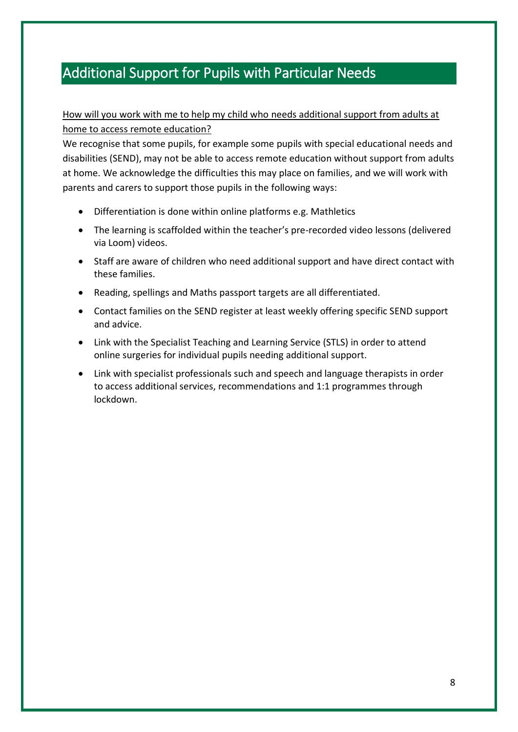## Additional Support for Pupils with Particular Needs

How will you work with me to help my child who needs additional support from adults at home to access remote education?

We recognise that some pupils, for example some pupils with special educational needs and disabilities (SEND), may not be able to access remote education without support from adults at home. We acknowledge the difficulties this may place on families, and we will work with parents and carers to support those pupils in the following ways:

- Differentiation is done within online platforms e.g. Mathletics
- The learning is scaffolded within the teacher's pre-recorded video lessons (delivered via Loom) videos.
- Staff are aware of children who need additional support and have direct contact with these families.
- Reading, spellings and Maths passport targets are all differentiated.
- Contact families on the SEND register at least weekly offering specific SEND support and advice.
- Link with the Specialist Teaching and Learning Service (STLS) in order to attend online surgeries for individual pupils needing additional support.
- Link with specialist professionals such and speech and language therapists in order to access additional services, recommendations and 1:1 programmes through lockdown.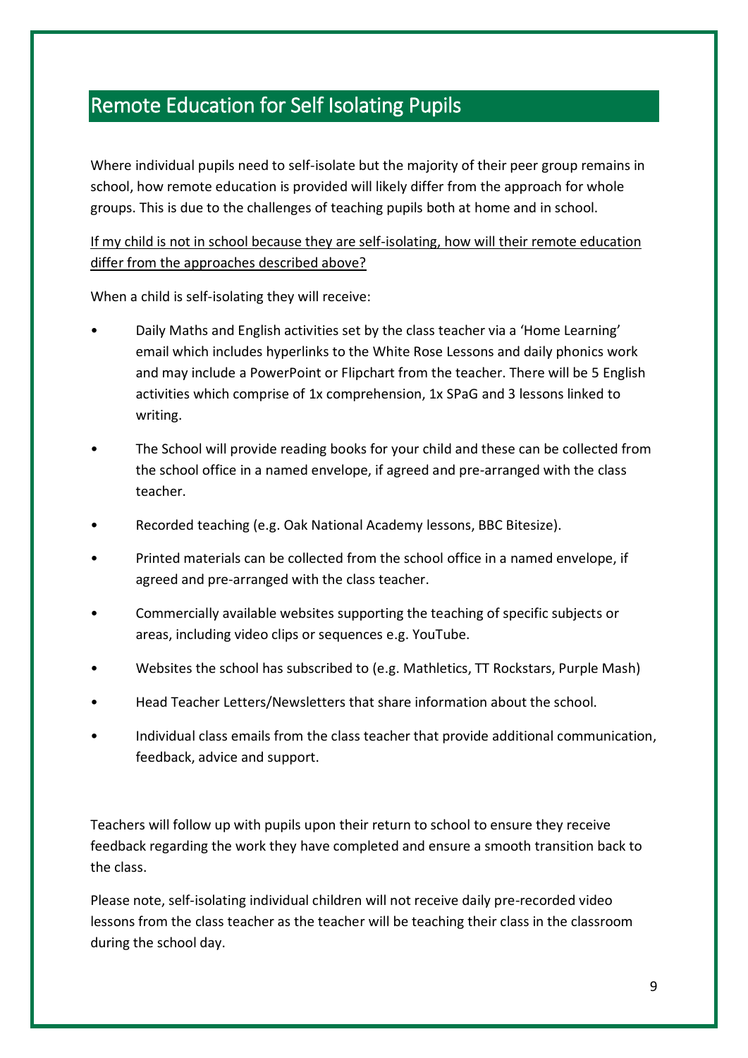## Remote Education for Self Isolating Pupils

Where individual pupils need to self-isolate but the majority of their peer group remains in school, how remote education is provided will likely differ from the approach for whole groups. This is due to the challenges of teaching pupils both at home and in school.

<u>If my child is not in school because they are self-isolating, how will their remote education differ from the approaches described above?</u>

When a child is self-isolating they will receive:

- Daily Maths and English activities set by the class teacher via a 'Home Learning' email which includes hyperlinks to the White Rose Lessons and daily phonics work and may include a PowerPoint or Flipchart from the teacher. There will be 5 English activities which comprise of 1x comprehension, 1x SPaG and 3 lessons linked to writing.
- The School will provide reading books for your child and these can be collected from the school office in a named envelope, if agreed and pre-arranged with the class teacher.
- Recorded teaching (e.g. Oak National Academy lessons, BBC Bitesize).
- Printed materials can be collected from the school office in a named envelope, if agreed and pre-arranged with the class teacher.
- Commercially available websites supporting the teaching of specific subjects or areas, including video clips or sequences e.g. YouTube.
- Websites the school has subscribed to (e.g. Mathletics, TT Rockstars, Purple Mash)
- Head Teacher Letters/Newsletters that share information about the school.
- Individual class emails from the class teacher that provide additional communication, feedback, advice and support.

Teachers will follow up with pupils upon their return to school to ensure they receive feedback regarding the work they have completed and ensure a smooth transition back to the class.

Please note, self-isolating individual children will not receive daily pre-recorded video lessons from the class teacher as the teacher will be teaching their class in the classroom during the school day.